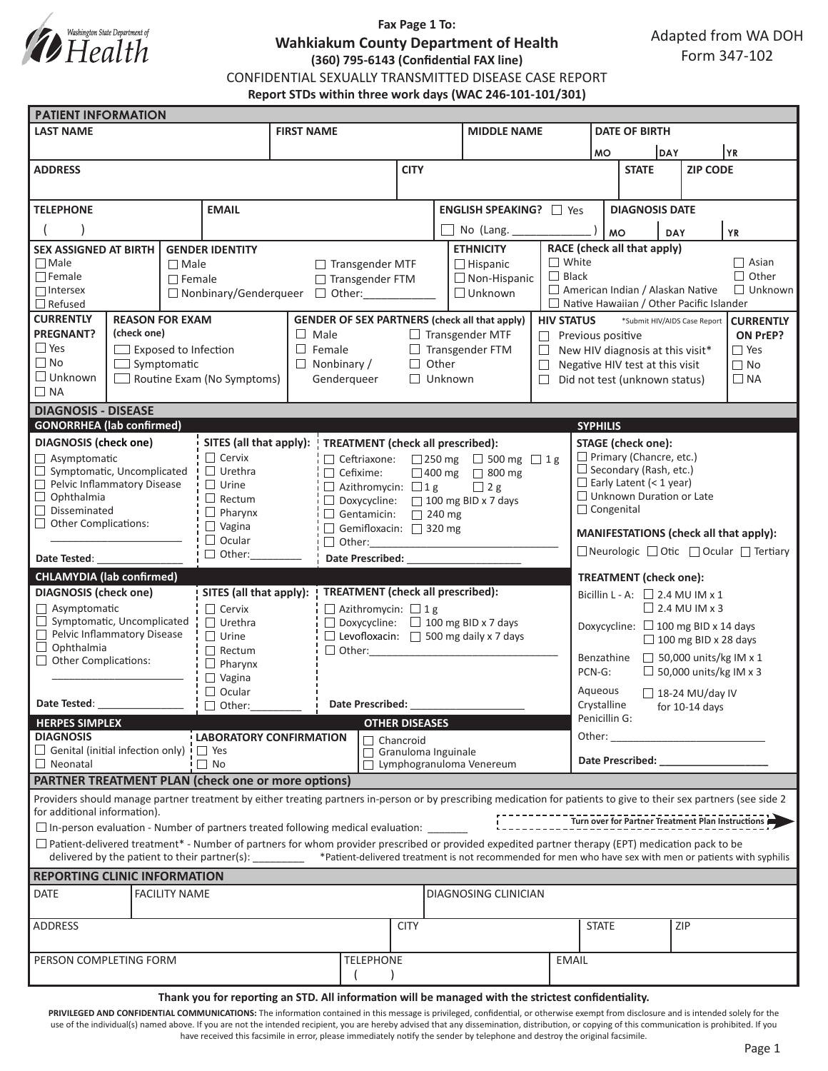Washington State Department of Health

**Fax Page 1 To:**

**Wahkiakum County Department of Health**

**(360) 795-6143 (Confidential FAX line)**

Adapted from WA DOH Form 347-102

CONFIDENTIAL SEXUALLY TRANSMITTED DISEASE CASE REPORT

**Report STDs within three work days (WAC 246-101-101/301)**

## PATIENT INFORMATION

| LAST NAME | FIRST NAME | MIDDLE NAME | DATE OF BIRTH MO / DAY / YR |
|---|---|---|---|
| | | | |

| ADDRESS | CITY | STATE | ZIP CODE |
|---|---|---|---|
| | | | |

| TELEPHONE | EMAIL | ENGLISH SPEAKING? ☐ Yes ☐ No (Lang. ______________ ) | DIAGNOSIS DATE MO / DAY / YR |
|---|---|---|---|
| ( ) | | | |

**SEX ASSIGNED AT BIRTH**
☐ Male
☐ Female
☐ Intersex
☐ Refused

**GENDER IDENTITY**
☐ Male
☐ Female
☐ Nonbinary/Genderqueer
☐ Transgender MTF
☐ Transgender FTM
☐ Other:____________

**ETHNICITY**
☐ Hispanic
☐ Non-Hispanic
☐ Unknown

**RACE (check all that apply)**
☐ White
☐ Black
☐ American Indian / Alaskan Native
☐ Native Hawaiian / Other Pacific Islander
☐ Asian
☐ Other
☐ Unknown

**CURRENTLY PREGNANT?**
☐ Yes
☐ No
☐ Unknown
☐ NA

**REASON FOR EXAM (check one)**
☐ Exposed to Infection
☐ Symptomatic
☐ Routine Exam (No Symptoms)

**GENDER OF SEX PARTNERS (check all that apply)**
☐ Male
☐ Female
☐ Nonbinary / Genderqueer
☐ Transgender MTF
☐ Transgender FTM
☐ Other
☐ Unknown

**HIV STATUS** *Submit HIV/AIDS Case Report
☐ Previous positive
☐ New HIV diagnosis at this visit*
☐ Negative HIV test at this visit
☐ Did not test (unknown status)

**CURRENTLY ON PrEP?**
☐ Yes
☐ No
☐ NA

## DIAGNOSIS - DISEASE

### GONORRHEA (lab confirmed)

**DIAGNOSIS (check one)**
☐ Asymptomatic
☐ Symptomatic, Uncomplicated
☐ Pelvic Inflammatory Disease
☐ Ophthalmia
☐ Disseminated
☐ Other Complications:
_______________________

Date Tested: _______________

**SITES (all that apply):**
☐ Cervix
☐ Urethra
☐ Urine
☐ Rectum
☐ Pharynx
☐ Vagina
☐ Ocular
☐ Other:_________

**TREATMENT (check all prescribed):**
☐ Ceftriaxone: ☐ 250 mg ☐ 500 mg ☐ 1 g
☐ Cefixime: ☐ 400 mg ☐ 800 mg
☐ Azithromycin: ☐ 1 g ☐ 2 g
☐ Doxycycline: ☐ 100 mg BID x 7 days
☐ Gentamicin: ☐ 240 mg
☐ Gemifloxacin: ☐ 320 mg
☐ Other:_________________________________

Date Prescribed: ____________________

### CHLAMYDIA (lab confirmed)

**DIAGNOSIS (check one)**
☐ Asymptomatic
☐ Symptomatic, Uncomplicated
☐ Pelvic Inflammatory Disease
☐ Ophthalmia
☐ Other Complications:
_______________________

Date Tested: _______________

**SITES (all that apply):**
☐ Cervix
☐ Urethra
☐ Urine
☐ Rectum
☐ Pharynx
☐ Vagina
☐ Ocular
☐ Other:_________

**TREATMENT (check all prescribed):**
☐ Azithromycin: ☐ 1 g
☐ Doxycycline: ☐ 100 mg BID x 7 days
☐ Levofloxacin: ☐ 500 mg daily x 7 days
☐ Other:_________________________________

Date Prescribed: ____________________

### SYPHILIS

**STAGE (check one):**
☐ Primary (Chancre, etc.)
☐ Secondary (Rash, etc.)
☐ Early Latent (< 1 year)
☐ Unknown Duration or Late
☐ Congenital

**MANIFESTATIONS (check all that apply):**
☐ Neurologic ☐ Otic ☐ Ocular ☐ Tertiary

**TREATMENT (check one):**
Bicillin L - A: ☐ 2.4 MU IM x 1 ☐ 2.4 MU IM x 3
Doxycycline: ☐ 100 mg BID x 14 days ☐ 100 mg BID x 28 days
Benzathine PCN-G: ☐ 50,000 units/kg IM x 1 ☐ 50,000 units/kg IM x 3
Aqueous Crystalline Penicillin G: ☐ 18-24 MU/day IV for 10-14 days
Other: ___________________________

Date Prescribed: ___________________

### HERPES SIMPLEX

**DIAGNOSIS**
☐ Genital (initial infection only)
☐ Neonatal

**LABORATORY CONFIRMATION**
☐ Yes
☐ No

### OTHER DISEASES

☐ Chancroid
☐ Granuloma Inguinale
☐ Lymphogranuloma Venereum

## PARTNER TREATMENT PLAN (check one or more options)

Providers should manage partner treatment by either treating partners in-person or by prescribing medication for patients to give to their sex partners (see side 2 for additional information).

**Turn over for Partner Treatment Plan Instructions**

☐ In-person evaluation - Number of partners treated following medical evaluation: _______

☐ Patient-delivered treatment* - Number of partners for whom provider prescribed or provided expedited partner therapy (EPT) medication pack to be delivered by the patient to their partner(s): ________ *Patient-delivered treatment is not recommended for men who have sex with men or patients with syphilis

## REPORTING CLINIC INFORMATION

| DATE | FACILITY NAME | DIAGNOSING CLINICIAN |
|---|---|---|
| | | |

| ADDRESS | CITY | STATE | ZIP |
|---|---|---|---|
| | | | |

| PERSON COMPLETING FORM | TELEPHONE | EMAIL |
|---|---|---|
| | ( ) | |

**Thank you for reporting an STD. All information will be managed with the strictest confidentiality.**

**PRIVILEGED AND CONFIDENTIAL COMMUNICATIONS:** The information contained in this message is privileged, confidential, or otherwise exempt from disclosure and is intended solely for the use of the individual(s) named above. If you are not the intended recipient, you are hereby advised that any dissemination, distribution, or copying of this communication is prohibited. If you have received this facsimile in error, please immediately notify the sender by telephone and destroy the original facsimile.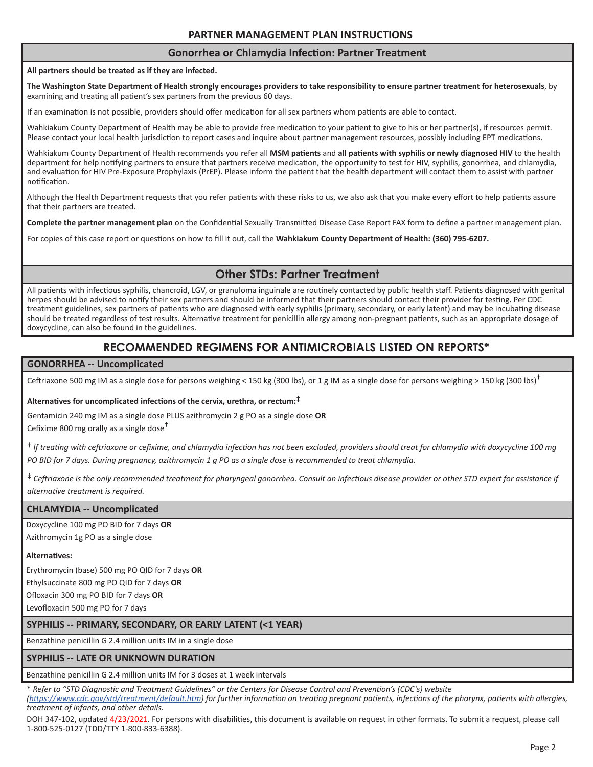# PARTNER MANAGEMENT PLAN INSTRUCTIONS

## Gonorrhea or Chlamydia Infection: Partner Treatment

**All partners should be treated as if they are infected.**

**The Washington State Department of Health strongly encourages providers to take responsibility to ensure partner treatment for heterosexuals**, by examining and treating all patient's sex partners from the previous 60 days.

If an examination is not possible, providers should offer medication for all sex partners whom patients are able to contact.

Wahkiakum County Department of Health may be able to provide free medication to your patient to give to his or her partner(s), if resources permit. Please contact your local health jurisdiction to report cases and inquire about partner management resources, possibly including EPT medications.

Wahkiakum County Department of Health recommends you refer all **MSM patients** and **all patients with syphilis or newly diagnosed HIV** to the health department for help notifying partners to ensure that partners receive medication, the opportunity to test for HIV, syphilis, gonorrhea, and chlamydia, and evaluation for HIV Pre-Exposure Prophylaxis (PrEP). Please inform the patient that the health department will contact them to assist with partner notification.

Although the Health Department requests that you refer patients with these risks to us, we also ask that you make every effort to help patients assure that their partners are treated.

**Complete the partner management plan** on the Confidential Sexually Transmitted Disease Case Report FAX form to define a partner management plan.

For copies of this case report or questions on how to fill it out, call the **Wahkiakum County Department of Health: (360) 795-6207.**

## Other STDs: Partner Treatment

All patients with infectious syphilis, chancroid, LGV, or granuloma inguinale are routinely contacted by public health staff. Patients diagnosed with genital herpes should be advised to notify their sex partners and should be informed that their partners should contact their provider for testing. Per CDC treatment guidelines, sex partners of patients who are diagnosed with early syphilis (primary, secondary, or early latent) and may be incubating disease should be treated regardless of test results. Alternative treatment for penicillin allergy among non-pregnant patients, such as an appropriate dosage of doxycycline, can also be found in the guidelines.

## RECOMMENDED REGIMENS FOR ANTIMICROBIALS LISTED ON REPORTS*

### GONORRHEA -- Uncomplicated

Ceftriaxone 500 mg IM as a single dose for persons weighing < 150 kg (300 lbs), or 1 g IM as a single dose for persons weighing > 150 kg (300 lbs)†

**Alternatives for uncomplicated infections of the cervix, urethra, or rectum:**‡

Gentamicin 240 mg IM as a single dose PLUS azithromycin 2 g PO as a single dose **OR**
Cefixime 800 mg orally as a single dose†

† *If treating with ceftriaxone or cefixime, and chlamydia infection has not been excluded, providers should treat for chlamydia with doxycycline 100 mg PO BID for 7 days. During pregnancy, azithromycin 1 g PO as a single dose is recommended to treat chlamydia.*

‡ *Ceftriaxone is the only recommended treatment for pharyngeal gonorrhea. Consult an infectious disease provider or other STD expert for assistance if alternative treatment is required.*

### CHLAMYDIA -- Uncomplicated

Doxycycline 100 mg PO BID for 7 days **OR**
Azithromycin 1g PO as a single dose

**Alternatives:**

Erythromycin (base) 500 mg PO QID for 7 days **OR**
Ethylsuccinate 800 mg PO QID for 7 days **OR**
Ofloxacin 300 mg PO BID for 7 days **OR**
Levofloxacin 500 mg PO for 7 days

### SYPHILIS -- PRIMARY, SECONDARY, OR EARLY LATENT (<1 YEAR)

Benzathine penicillin G 2.4 million units IM in a single dose

### SYPHILIS -- LATE OR UNKNOWN DURATION

Benzathine penicillin G 2.4 million units IM for 3 doses at 1 week intervals

* *Refer to "STD Diagnostic and Treatment Guidelines" or the Centers for Disease Control and Prevention's (CDC's) website ([https://www.cdc.gov/std/treatment/default.htm](https://www.cdc.gov/std/treatment/default.htm)) for further information on treating pregnant patients, infections of the pharynx, patients with allergies, treatment of infants, and other details.*

DOH 347-102, updated 4/23/2021. For persons with disabilities, this document is available on request in other formats. To submit a request, please call 1-800-525-0127 (TDD/TTY 1-800-833-6388).